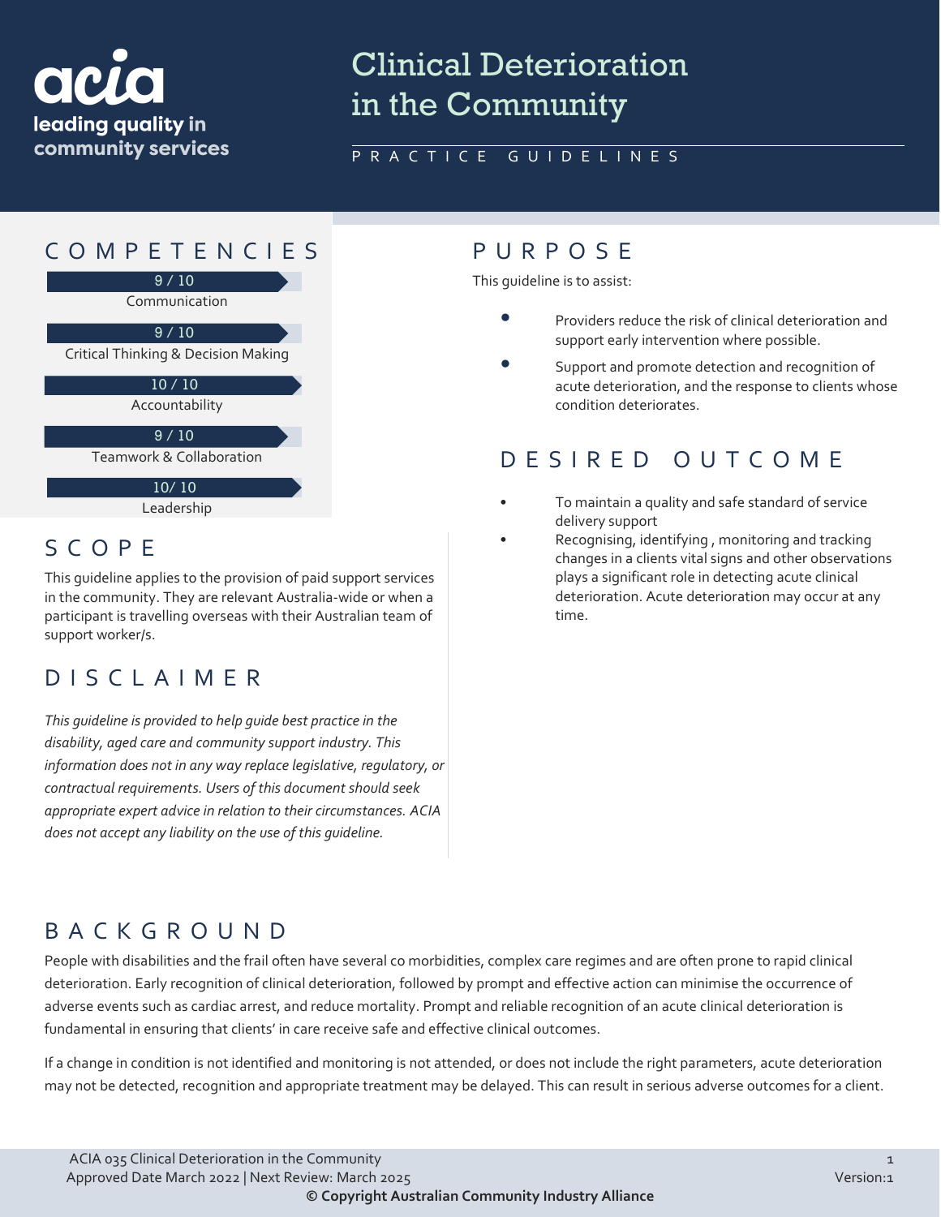acia
leading quality in community services

# Clinical Deterioration in the Community

PRACTICE GUIDELINES

## COMPETENCIES

9 / 10
Communication

9 / 10
Critical Thinking & Decision Making

10 / 10
Accountability

9 / 10
Teamwork & Collaboration

10/ 10
Leadership

## SCOPE

This guideline applies to the provision of paid support services in the community. They are relevant Australia-wide or when a participant is travelling overseas with their Australian team of support worker/s.

## DISCLAIMER

*This guideline is provided to help guide best practice in the disability, aged care and community support industry. This information does not in any way replace legislative, regulatory, or contractual requirements. Users of this document should seek appropriate expert advice in relation to their circumstances. ACIA does not accept any liability on the use of this guideline.*

## PURPOSE

This guideline is to assist:

- Providers reduce the risk of clinical deterioration and support early intervention where possible.
- Support and promote detection and recognition of acute deterioration, and the response to clients whose condition deteriorates.

## DESIRED OUTCOME

- To maintain a quality and safe standard of service delivery support
- Recognising, identifying , monitoring and tracking changes in a clients vital signs and other observations plays a significant role in detecting acute clinical deterioration. Acute deterioration may occur at any time.

## BACKGROUND

People with disabilities and the frail often have several co morbidities, complex care regimes and are often prone to rapid clinical deterioration. Early recognition of clinical deterioration, followed by prompt and effective action can minimise the occurrence of adverse events such as cardiac arrest, and reduce mortality. Prompt and reliable recognition of an acute clinical deterioration is fundamental in ensuring that clients' in care receive safe and effective clinical outcomes.

If a change in condition is not identified and monitoring is not attended, or does not include the right parameters, acute deterioration may not be detected, recognition and appropriate treatment may be delayed. This can result in serious adverse outcomes for a client.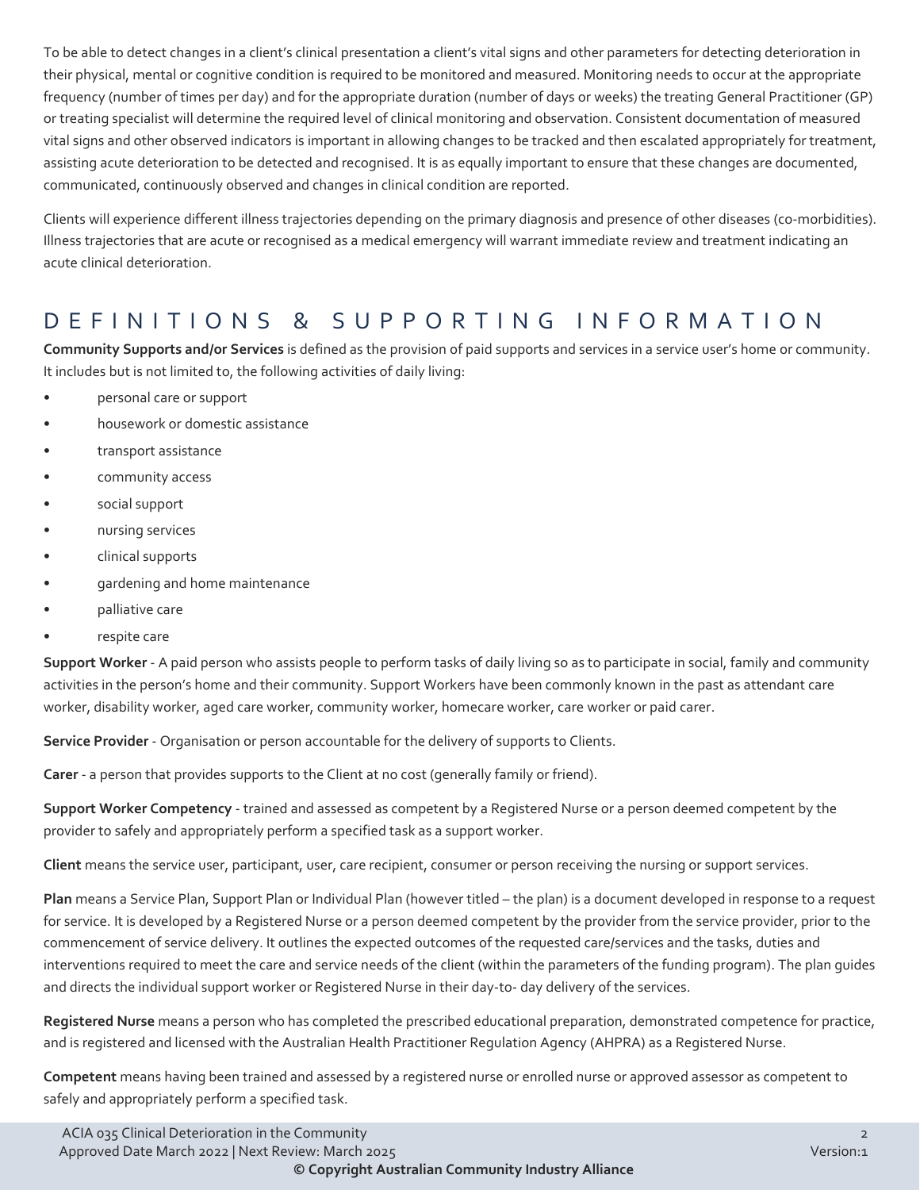To be able to detect changes in a client's clinical presentation a client's vital signs and other parameters for detecting deterioration in their physical, mental or cognitive condition is required to be monitored and measured. Monitoring needs to occur at the appropriate frequency (number of times per day) and for the appropriate duration (number of days or weeks) the treating General Practitioner (GP) or treating specialist will determine the required level of clinical monitoring and observation. Consistent documentation of measured vital signs and other observed indicators is important in allowing changes to be tracked and then escalated appropriately for treatment, assisting acute deterioration to be detected and recognised. It is as equally important to ensure that these changes are documented, communicated, continuously observed and changes in clinical condition are reported.

Clients will experience different illness trajectories depending on the primary diagnosis and presence of other diseases (co-morbidities). Illness trajectories that are acute or recognised as a medical emergency will warrant immediate review and treatment indicating an acute clinical deterioration.

## DEFINITIONS & SUPPORTING INFORMATION

**Community Supports and/or Services** is defined as the provision of paid supports and services in a service user's home or community. It includes but is not limited to, the following activities of daily living:

- personal care or support
- housework or domestic assistance
- transport assistance
- community access
- social support
- nursing services
- clinical supports
- gardening and home maintenance
- palliative care
- respite care

**Support Worker** - A paid person who assists people to perform tasks of daily living so as to participate in social, family and community activities in the person's home and their community. Support Workers have been commonly known in the past as attendant care worker, disability worker, aged care worker, community worker, homecare worker, care worker or paid carer.

**Service Provider** - Organisation or person accountable for the delivery of supports to Clients.

**Carer** - a person that provides supports to the Client at no cost (generally family or friend).

**Support Worker Competency** - trained and assessed as competent by a Registered Nurse or a person deemed competent by the provider to safely and appropriately perform a specified task as a support worker.

**Client** means the service user, participant, user, care recipient, consumer or person receiving the nursing or support services.

**Plan** means a Service Plan, Support Plan or Individual Plan (however titled – the plan) is a document developed in response to a request for service. It is developed by a Registered Nurse or a person deemed competent by the provider from the service provider, prior to the commencement of service delivery. It outlines the expected outcomes of the requested care/services and the tasks, duties and interventions required to meet the care and service needs of the client (within the parameters of the funding program). The plan guides and directs the individual support worker or Registered Nurse in their day-to- day delivery of the services.

**Registered Nurse** means a person who has completed the prescribed educational preparation, demonstrated competence for practice, and is registered and licensed with the Australian Health Practitioner Regulation Agency (AHPRA) as a Registered Nurse.

**Competent** means having been trained and assessed by a registered nurse or enrolled nurse or approved assessor as competent to safely and appropriately perform a specified task.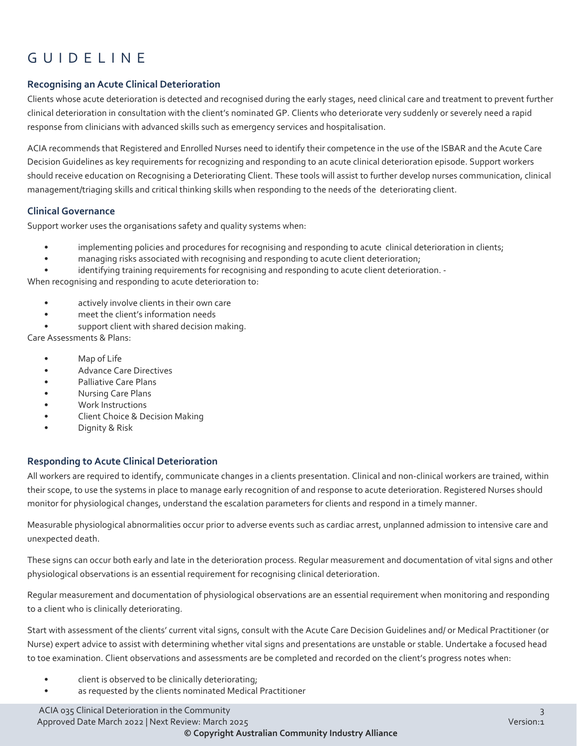# GUIDELINE

### Recognising an Acute Clinical Deterioration

Clients whose acute deterioration is detected and recognised during the early stages, need clinical care and treatment to prevent further clinical deterioration in consultation with the client's nominated GP. Clients who deteriorate very suddenly or severely need a rapid response from clinicians with advanced skills such as emergency services and hospitalisation.

ACIA recommends that Registered and Enrolled Nurses need to identify their competence in the use of the ISBAR and the Acute Care Decision Guidelines as key requirements for recognizing and responding to an acute clinical deterioration episode. Support workers should receive education on Recognising a Deteriorating Client. These tools will assist to further develop nurses communication, clinical management/triaging skills and critical thinking skills when responding to the needs of the deteriorating client.

### Clinical Governance

Support worker uses the organisations safety and quality systems when:

- implementing policies and procedures for recognising and responding to acute clinical deterioration in clients;
- managing risks associated with recognising and responding to acute client deterioration;
- identifying training requirements for recognising and responding to acute client deterioration. -

When recognising and responding to acute deterioration to:

- actively involve clients in their own care
- meet the client's information needs
- support client with shared decision making.

Care Assessments & Plans:

- Map of Life
- Advance Care Directives
- Palliative Care Plans
- Nursing Care Plans
- Work Instructions
- Client Choice & Decision Making
- Dignity & Risk

### Responding to Acute Clinical Deterioration

All workers are required to identify, communicate changes in a clients presentation. Clinical and non-clinical workers are trained, within their scope, to use the systems in place to manage early recognition of and response to acute deterioration. Registered Nurses should monitor for physiological changes, understand the escalation parameters for clients and respond in a timely manner.

Measurable physiological abnormalities occur prior to adverse events such as cardiac arrest, unplanned admission to intensive care and unexpected death.

These signs can occur both early and late in the deterioration process. Regular measurement and documentation of vital signs and other physiological observations is an essential requirement for recognising clinical deterioration.

Regular measurement and documentation of physiological observations are an essential requirement when monitoring and responding to a client who is clinically deteriorating.

Start with assessment of the clients' current vital signs, consult with the Acute Care Decision Guidelines and/ or Medical Practitioner (or Nurse) expert advice to assist with determining whether vital signs and presentations are unstable or stable. Undertake a focused head to toe examination. Client observations and assessments are be completed and recorded on the client's progress notes when:

- client is observed to be clinically deteriorating;
- as requested by the clients nominated Medical Practitioner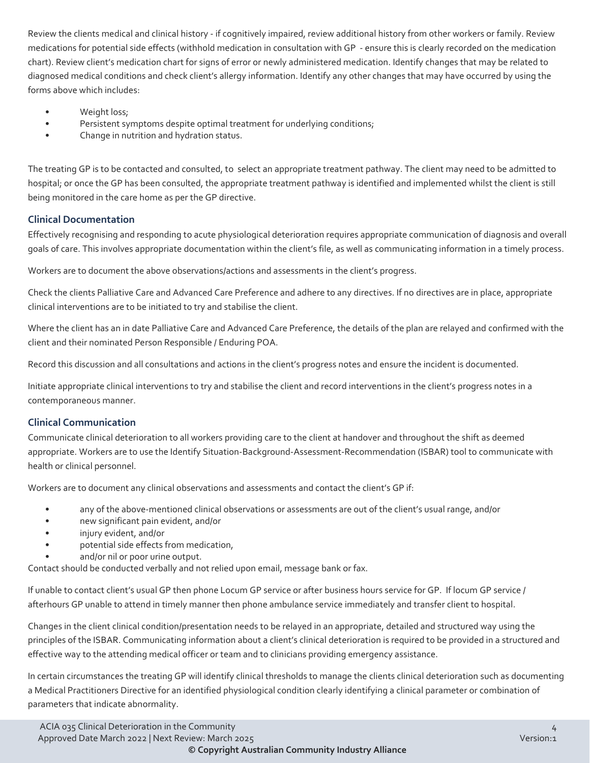Review the clients medical and clinical history - if cognitively impaired, review additional history from other workers or family. Review medications for potential side effects (withhold medication in consultation with GP - ensure this is clearly recorded on the medication chart). Review client's medication chart for signs of error or newly administered medication. Identify changes that may be related to diagnosed medical conditions and check client's allergy information. Identify any other changes that may have occurred by using the forms above which includes:

- Weight loss;
- Persistent symptoms despite optimal treatment for underlying conditions;
- Change in nutrition and hydration status.

The treating GP is to be contacted and consulted, to select an appropriate treatment pathway. The client may need to be admitted to hospital; or once the GP has been consulted, the appropriate treatment pathway is identified and implemented whilst the client is still being monitored in the care home as per the GP directive.

### Clinical Documentation

Effectively recognising and responding to acute physiological deterioration requires appropriate communication of diagnosis and overall goals of care. This involves appropriate documentation within the client's file, as well as communicating information in a timely process.

Workers are to document the above observations/actions and assessments in the client's progress.

Check the clients Palliative Care and Advanced Care Preference and adhere to any directives. If no directives are in place, appropriate clinical interventions are to be initiated to try and stabilise the client.

Where the client has an in date Palliative Care and Advanced Care Preference, the details of the plan are relayed and confirmed with the client and their nominated Person Responsible / Enduring POA.

Record this discussion and all consultations and actions in the client's progress notes and ensure the incident is documented.

Initiate appropriate clinical interventions to try and stabilise the client and record interventions in the client's progress notes in a contemporaneous manner.

### Clinical Communication

Communicate clinical deterioration to all workers providing care to the client at handover and throughout the shift as deemed appropriate. Workers are to use the Identify Situation-Background-Assessment-Recommendation (ISBAR) tool to communicate with health or clinical personnel.

Workers are to document any clinical observations and assessments and contact the client's GP if:

- any of the above-mentioned clinical observations or assessments are out of the client's usual range, and/or
- new significant pain evident, and/or
- injury evident, and/or
- potential side effects from medication,
- and/or nil or poor urine output.

Contact should be conducted verbally and not relied upon email, message bank or fax.

If unable to contact client's usual GP then phone Locum GP service or after business hours service for GP. If locum GP service / afterhours GP unable to attend in timely manner then phone ambulance service immediately and transfer client to hospital.

Changes in the client clinical condition/presentation needs to be relayed in an appropriate, detailed and structured way using the principles of the ISBAR. Communicating information about a client's clinical deterioration is required to be provided in a structured and effective way to the attending medical officer or team and to clinicians providing emergency assistance.

In certain circumstances the treating GP will identify clinical thresholds to manage the clients clinical deterioration such as documenting a Medical Practitioners Directive for an identified physiological condition clearly identifying a clinical parameter or combination of parameters that indicate abnormality.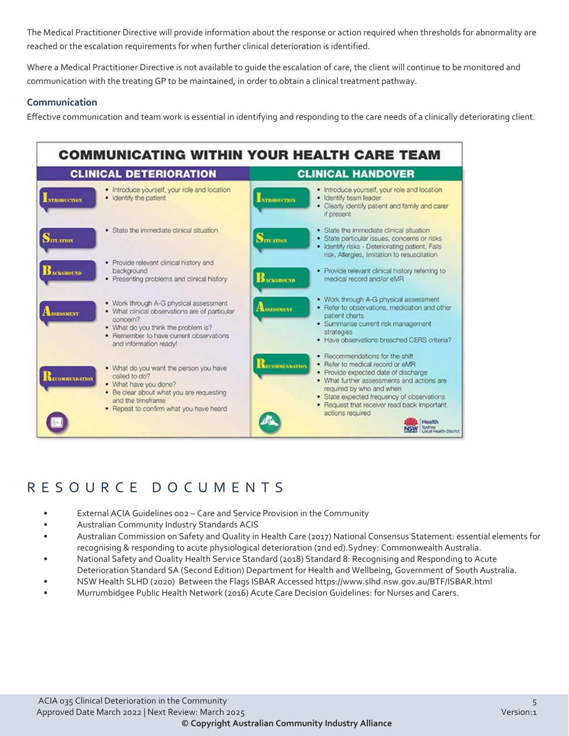The Medical Practitioner Directive will provide information about the response or action required when thresholds for abnormality are reached or the escalation requirements for when further clinical deterioration is identified.

Where a Medical Practitioner Directive is not available to guide the escalation of care, the client will continue to be monitored and communication with the treating GP to be maintained, in order to obtain a clinical treatment pathway.

### Communication

Effective communication and team work is essential in identifying and responding to the care needs of a clinically deteriorating client.

**COMMUNICATING WITHIN YOUR HEALTH CARE TEAM**

| | CLINICAL DETERIORATION | | CLINICAL HANDOVER |
|---|---|---|---|
| Introduction | • Introduce yourself, your role and location<br>• Identify the patient | Introduction | • Introduce yourself, your role and location<br>• Identify team leader<br>• Clearly identify patient and family and carer if present |
| Situation | • State the immediate clinical situation | Situation | • State the immediate clinical situation<br>• State particular issues, concerns or risks<br>• Identify risks - Deteriorating patient, Falls risk, Allergies, limitation to resuscitation |
| Background | • Provide relevant clinical history and background<br>• Presenting problems and clinical history | Background | • Provide relevant clinical history referring to medical record and/or eMR |
| Assessment | • Work through A-G physical assessment<br>• What clinical observations are of particular concern?<br>• What do you think the problem is?<br>• Remember to have current observations and information ready! | Assessment | • Work through A-G physical assessment<br>• Refer to observations, medication and other patient charts<br>• Summarise current risk management strategies<br>• Have observations breached CERS criteria? |
| Recommendation | • What do you want the person you have called to do?<br>• What have you done?<br>• Be clear about what you are requesting and the timeframe<br>• Repeat to confirm what you have heard | Recommendation | • Recommendations for the shift<br>• Refer to medical record or eMR<br>• Provide expected date of discharge<br>• What further assessments and actions are required by who and when<br>• State expected frequency of observations<br>• Request that receiver read back important actions required |

NSW Health Sydney Local Health District

## RESOURCE DOCUMENTS

- External ACIA Guidelines 002 – Care and Service Provision in the Community
- Australian Community Industry Standards ACIS
- Australian Commission on Safety and Quality in Health Care (2017) National Consensus Statement: essential elements for recognising & responding to acute physiological deterioration (2nd ed).Sydney: Commonwealth Australia.
- National Safety and Quality Health Service Standard (2018) Standard 8: Recognising and Responding to Acute Deterioration Standard SA (Second Edition) Department for Health and Wellbeing, Government of South Australia.
- NSW Health SLHD (2020) Between the Flags ISBAR Accessed https://www.slhd.nsw.gov.au/BTF/ISBAR.html
- Murrumbidgee Public Health Network (2016) Acute Care Decision Guidelines: for Nurses and Carers.